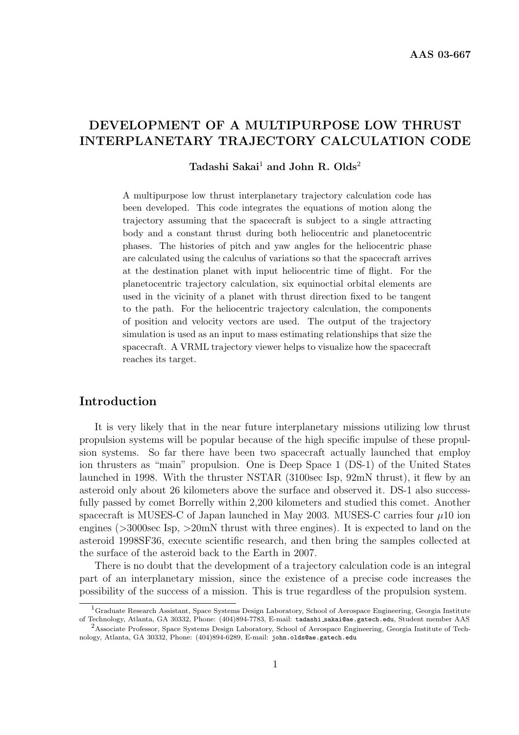AAS 03-667

# DEVELOPMENT OF A MULTIPURPOSE LOW THRUST INTERPLANETARY TRAJECTORY CALCULATION CODE

**Tadashi Sakai[1] and John R. Olds[2]**

A multipurpose low thrust interplanetary trajectory calculation code has been developed. This code integrates the equations of motion along the trajectory assuming that the spacecraft is subject to a single attracting body and a constant thrust during both heliocentric and planetocentric phases. The histories of pitch and yaw angles for the heliocentric phase are calculated using the calculus of variations so that the spacecraft arrives at the destination planet with input heliocentric time of flight. For the planetocentric trajectory calculation, six equinoctial orbital elements are used in the vicinity of a planet with thrust direction fixed to be tangent to the path. For the heliocentric trajectory calculation, the components of position and velocity vectors are used. The output of the trajectory simulation is used as an input to mass estimating relationships that size the spacecraft. A VRML trajectory viewer helps to visualize how the spacecraft reaches its target.

## Introduction

It is very likely that in the near future interplanetary missions utilizing low thrust propulsion systems will be popular because of the high specific impulse of these propulsion systems. So far there have been two spacecraft actually launched that employ ion thrusters as "main" propulsion. One is Deep Space 1 (DS-1) of the United States launched in 1998. With the thruster NSTAR (3100sec Isp, 92mN thrust), it flew by an asteroid only about 26 kilometers above the surface and observed it. DS-1 also successfully passed by comet Borrelly within 2,200 kilometers and studied this comet. Another spacecraft is MUSES-C of Japan launched in May 2003. MUSES-C carries four $\mu$10 ion engines (>3000sec Isp, >20mN thrust with three engines). It is expected to land on the asteroid 1998SF36, execute scientific research, and then bring the samples collected at the surface of the asteroid back to the Earth in 2007.

There is no doubt that the development of a trajectory calculation code is an integral part of an interplanetary mission, since the existence of a precise code increases the possibility of the success of a mission. This is true regardless of the propulsion system.

---

[1] Graduate Research Assistant, Space Systems Design Laboratory, School of Aerospace Engineering, Georgia Institute of Technology, Atlanta, GA 30332, Phone: (404)894-7783, E-mail: tadashi_sakai@ae.gatech.edu, Student member AAS

[2] Associate Professor, Space Systems Design Laboratory, School of Aerospace Engineering, Georgia Institute of Technology, Atlanta, GA 30332, Phone: (404)894-6289, E-mail: john.olds@ae.gatech.edu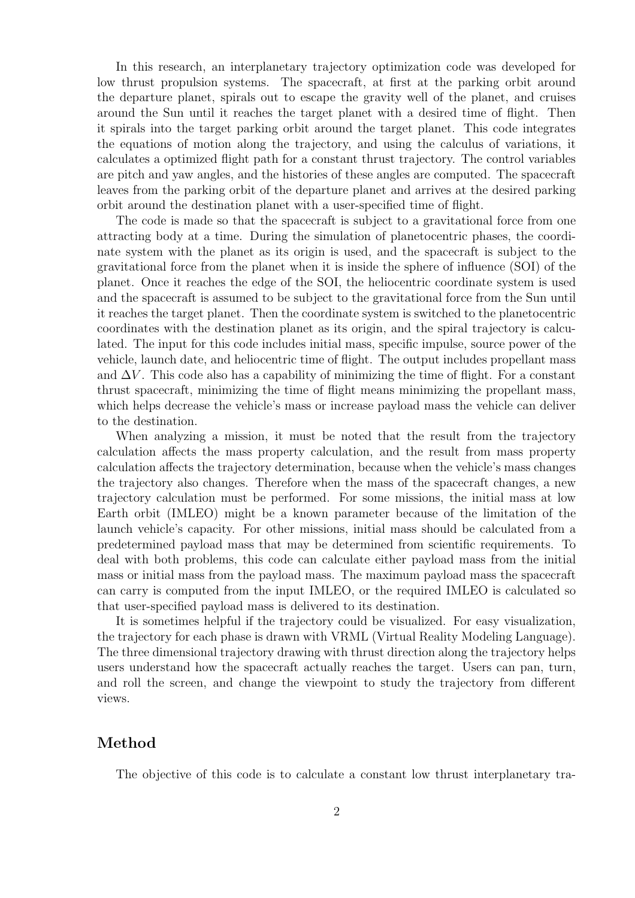In this research, an interplanetary trajectory optimization code was developed for low thrust propulsion systems. The spacecraft, at first at the parking orbit around the departure planet, spirals out to escape the gravity well of the planet, and cruises around the Sun until it reaches the target planet with a desired time of flight. Then it spirals into the target parking orbit around the target planet. This code integrates the equations of motion along the trajectory, and using the calculus of variations, it calculates a optimized flight path for a constant thrust trajectory. The control variables are pitch and yaw angles, and the histories of these angles are computed. The spacecraft leaves from the parking orbit of the departure planet and arrives at the desired parking orbit around the destination planet with a user-specified time of flight.

The code is made so that the spacecraft is subject to a gravitational force from one attracting body at a time. During the simulation of planetocentric phases, the coordinate system with the planet as its origin is used, and the spacecraft is subject to the gravitational force from the planet when it is inside the sphere of influence (SOI) of the planet. Once it reaches the edge of the SOI, the heliocentric coordinate system is used and the spacecraft is assumed to be subject to the gravitational force from the Sun until it reaches the target planet. Then the coordinate system is switched to the planetocentric coordinates with the destination planet as its origin, and the spiral trajectory is calculated. The input for this code includes initial mass, specific impulse, source power of the vehicle, launch date, and heliocentric time of flight. The output includes propellant mass and $\Delta V$. This code also has a capability of minimizing the time of flight. For a constant thrust spacecraft, minimizing the time of flight means minimizing the propellant mass, which helps decrease the vehicle's mass or increase payload mass the vehicle can deliver to the destination.

When analyzing a mission, it must be noted that the result from the trajectory calculation affects the mass property calculation, and the result from mass property calculation affects the trajectory determination, because when the vehicle's mass changes the trajectory also changes. Therefore when the mass of the spacecraft changes, a new trajectory calculation must be performed. For some missions, the initial mass at low Earth orbit (IMLEO) might be a known parameter because of the limitation of the launch vehicle's capacity. For other missions, initial mass should be calculated from a predetermined payload mass that may be determined from scientific requirements. To deal with both problems, this code can calculate either payload mass from the initial mass or initial mass from the payload mass. The maximum payload mass the spacecraft can carry is computed from the input IMLEO, or the required IMLEO is calculated so that user-specified payload mass is delivered to its destination.

It is sometimes helpful if the trajectory could be visualized. For easy visualization, the trajectory for each phase is drawn with VRML (Virtual Reality Modeling Language). The three dimensional trajectory drawing with thrust direction along the trajectory helps users understand how the spacecraft actually reaches the target. Users can pan, turn, and roll the screen, and change the viewpoint to study the trajectory from different views.

## Method

The objective of this code is to calculate a constant low thrust interplanetary tra-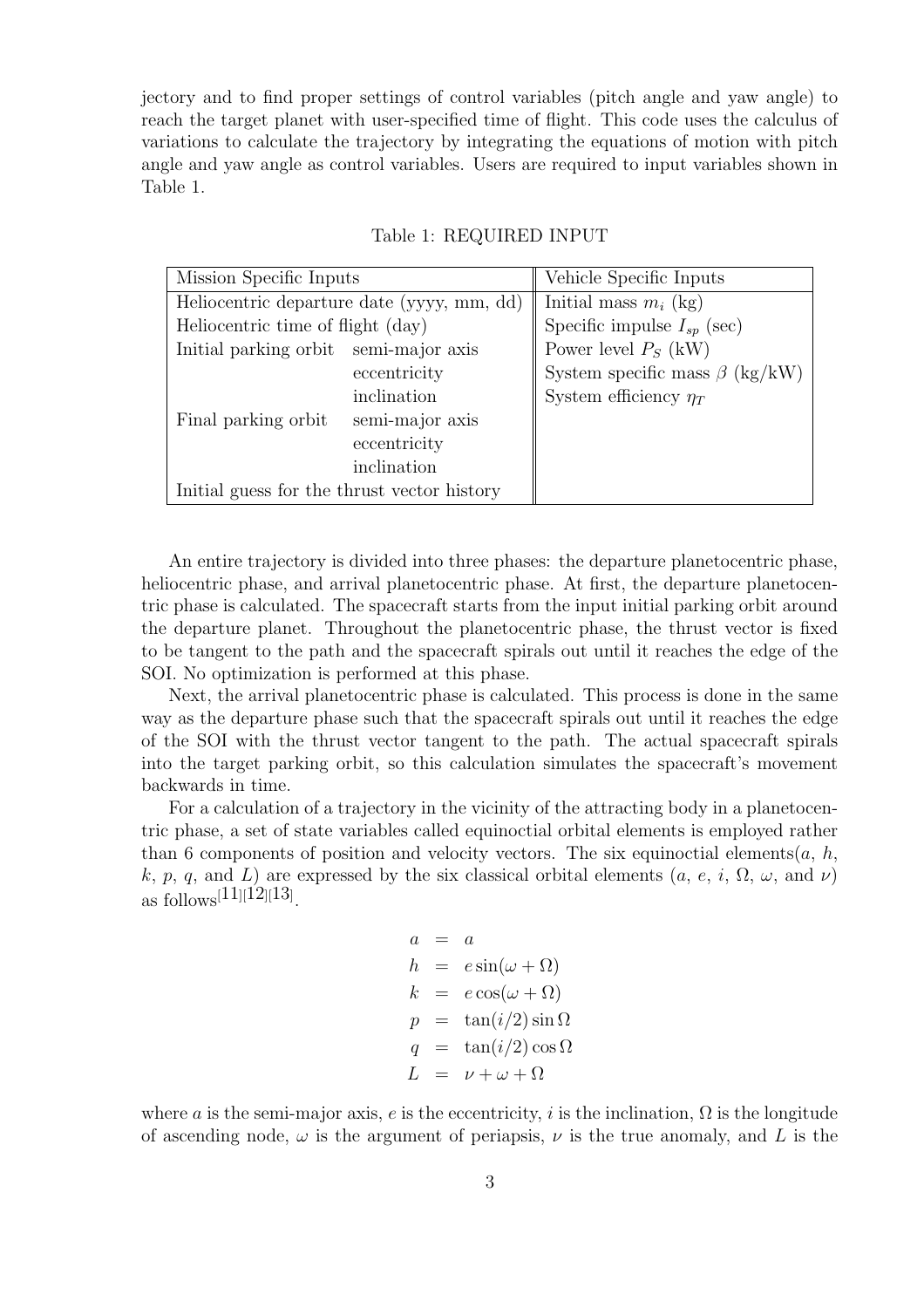jectory and to find proper settings of control variables (pitch angle and yaw angle) to reach the target planet with user-specified time of flight. This code uses the calculus of variations to calculate the trajectory by integrating the equations of motion with pitch angle and yaw angle as control variables. Users are required to input variables shown in Table 1.

Table 1: REQUIRED INPUT

| Mission Specific Inputs | | Vehicle Specific Inputs |
|---|---|---|
| Heliocentric departure date (yyyy, mm, dd) | | Initial mass $m_i$ (kg) |
| Heliocentric time of flight (day) | | Specific impulse $I_{sp}$ (sec) |
| Initial parking orbit | semi-major axis | Power level $P_S$ (kW) |
| | eccentricity | System specific mass $\beta$ (kg/kW) |
| | inclination | System efficiency $\eta_T$ |
| Final parking orbit | semi-major axis | |
| | eccentricity | |
| | inclination | |
| Initial guess for the thrust vector history | | |

An entire trajectory is divided into three phases: the departure planetocentric phase, heliocentric phase, and arrival planetocentric phase. At first, the departure planetocentric phase is calculated. The spacecraft starts from the input initial parking orbit around the departure planet. Throughout the planetocentric phase, the thrust vector is fixed to be tangent to the path and the spacecraft spirals out until it reaches the edge of the SOI. No optimization is performed at this phase.

Next, the arrival planetocentric phase is calculated. This process is done in the same way as the departure phase such that the spacecraft spirals out until it reaches the edge of the SOI with the thrust vector tangent to the path. The actual spacecraft spirals into the target parking orbit, so this calculation simulates the spacecraft's movement backwards in time.

For a calculation of a trajectory in the vicinity of the attracting body in a planetocentric phase, a set of state variables called equinoctial orbital elements is employed rather than 6 components of position and velocity vectors. The six equinoctial elements($a$, $h$, $k$, $p$, $q$, and $L$) are expressed by the six classical orbital elements ($a$, $e$, $i$, $\Omega$, $\omega$, and $\nu$) as follows[11][12][13].

$$
\begin{aligned}
a &= a \\
h &= e\sin(\omega+\Omega) \\
k &= e\cos(\omega+\Omega) \\
p &= \tan(i/2)\sin\Omega \\
q &= \tan(i/2)\cos\Omega \\
L &= \nu+\omega+\Omega
\end{aligned}
$$

where $a$ is the semi-major axis, $e$ is the eccentricity, $i$ is the inclination, $\Omega$ is the longitude of ascending node, $\omega$ is the argument of periapsis, $\nu$ is the true anomaly, and $L$ is the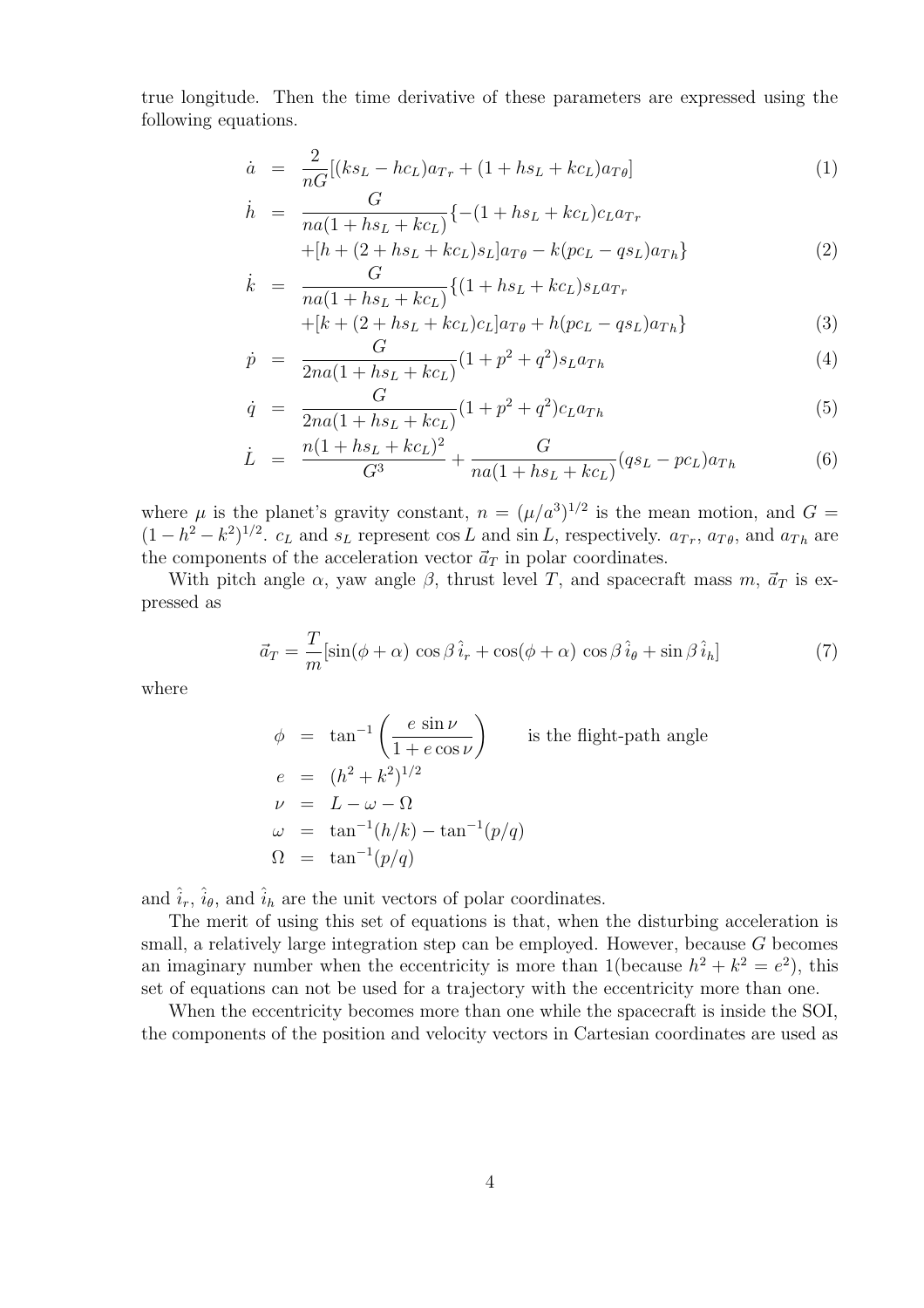true longitude. Then the time derivative of these parameters are expressed using the following equations.

$$
\begin{aligned}
\dot{a} &= \frac{2}{nG}[(ks_L - hc_L)a_{Tr} + (1 + hs_L + kc_L)a_{T\theta}] && (1)\\
\dot{h} &= \frac{G}{na(1 + hs_L + kc_L)}\{-(1 + hs_L + kc_L)c_L a_{Tr} \\
&\quad + [h + (2 + hs_L + kc_L)s_L]a_{T\theta} - k(pc_L - qs_L)a_{Th}\} && (2)\\
\dot{k} &= \frac{G}{na(1 + hs_L + kc_L)}\{(1 + hs_L + kc_L)s_L a_{Tr} \\
&\quad + [k + (2 + hs_L + kc_L)c_L]a_{T\theta} + h(pc_L - qs_L)a_{Th}\} && (3)\\
\dot{p} &= \frac{G}{2na(1 + hs_L + kc_L)}(1 + p^2 + q^2)s_L a_{Th} && (4)\\
\dot{q} &= \frac{G}{2na(1 + hs_L + kc_L)}(1 + p^2 + q^2)c_L a_{Th} && (5)\\
\dot{L} &= \frac{n(1 + hs_L + kc_L)^2}{G^3} + \frac{G}{na(1 + hs_L + kc_L)}(qs_L - pc_L)a_{Th} && (6)
\end{aligned}
$$

where $\mu$ is the planet's gravity constant, $n = (\mu/a^3)^{1/2}$ is the mean motion, and $G = (1 - h^2 - k^2)^{1/2}$. $c_L$ and $s_L$ represent $\cos L$ and $\sin L$, respectively. $a_{Tr}$, $a_{T\theta}$, and $a_{Th}$ are the components of the acceleration vector $\vec{a}_T$ in polar coordinates.

With pitch angle $\alpha$, yaw angle $\beta$, thrust level $T$, and spacecraft mass $m$, $\vec{a}_T$ is expressed as

$$
\vec{a}_T = \frac{T}{m}[\sin(\phi + \alpha)\,\cos\beta\,\hat{i}_r + \cos(\phi + \alpha)\,\cos\beta\,\hat{i}_\theta + \sin\beta\,\hat{i}_h] \qquad (7)
$$

where

$$
\begin{aligned}
\phi &= \tan^{-1}\left(\frac{e\,\sin\nu}{1 + e\cos\nu}\right) \qquad \text{is the flight-path angle}\\
e &= (h^2 + k^2)^{1/2}\\
\nu &= L - \omega - \Omega\\
\omega &= \tan^{-1}(h/k) - \tan^{-1}(p/q)\\
\Omega &= \tan^{-1}(p/q)
\end{aligned}
$$

and $\hat{i}_r$, $\hat{i}_\theta$, and $\hat{i}_h$ are the unit vectors of polar coordinates.

The merit of using this set of equations is that, when the disturbing acceleration is small, a relatively large integration step can be employed. However, because $G$ becomes an imaginary number when the eccentricity is more than 1(because $h^2 + k^2 = e^2$), this set of equations can not be used for a trajectory with the eccentricity more than one.

When the eccentricity becomes more than one while the spacecraft is inside the SOI, the components of the position and velocity vectors in Cartesian coordinates are used as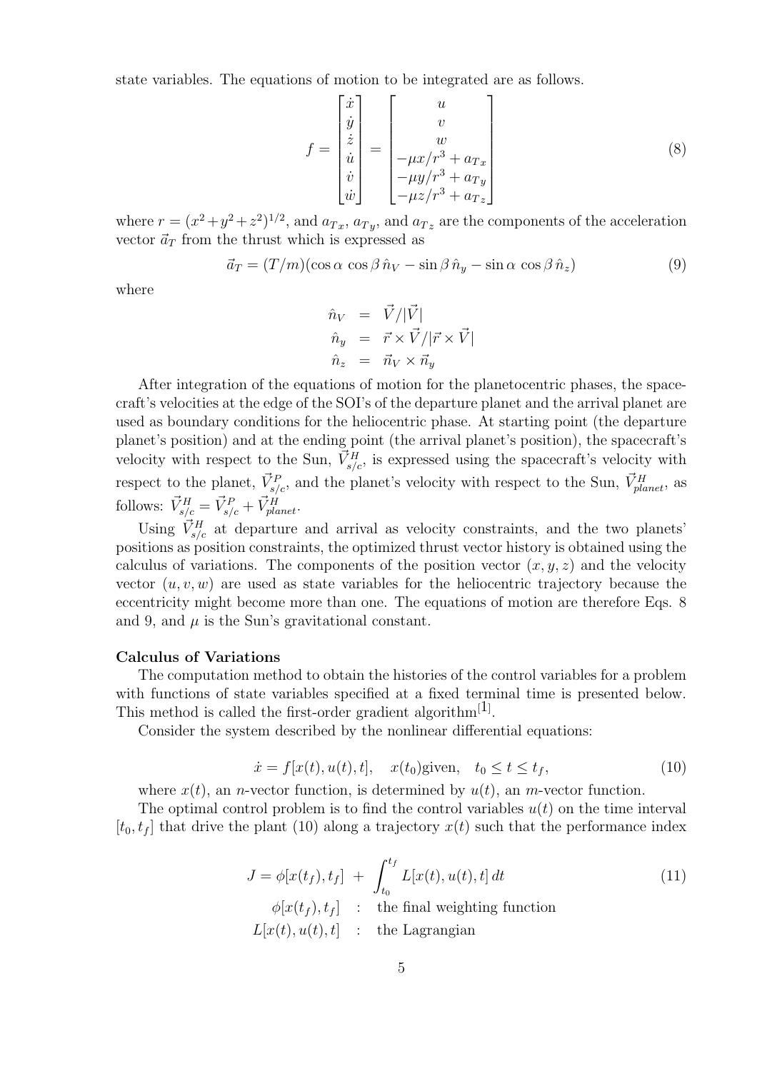state variables. The equations of motion to be integrated are as follows.

$$
f = \begin{bmatrix} \dot{x} \\ \dot{y} \\ \dot{z} \\ \dot{u} \\ \dot{v} \\ \dot{w} \end{bmatrix} = \begin{bmatrix} u \\ v \\ w \\ -\mu x/r^3 + a_{Tx} \\ -\mu y/r^3 + a_{Ty} \\ -\mu z/r^3 + a_{Tz} \end{bmatrix} \tag{8}
$$

where $r = (x^2 + y^2 + z^2)^{1/2}$, and $a_{Tx}$, $a_{Ty}$, and $a_{Tz}$ are the components of the acceleration vector $\vec{a}_T$ from the thrust which is expressed as

$$
\vec{a}_T = (T/m)(\cos\alpha\,\cos\beta\,\hat{n}_V - \sin\beta\,\hat{n}_y - \sin\alpha\,\cos\beta\,\hat{n}_z) \tag{9}
$$

where

$$
\begin{aligned}
\hat{n}_V &= \vec{V}/|\vec{V}| \\
\hat{n}_y &= \vec{r} \times \vec{V}/|\vec{r} \times \vec{V}| \\
\hat{n}_z &= \vec{n}_V \times \vec{n}_y
\end{aligned}
$$

After integration of the equations of motion for the planetocentric phases, the spacecraft's velocities at the edge of the SOI's of the departure planet and the arrival planet are used as boundary conditions for the heliocentric phase. At starting point (the departure planet's position) and at the ending point (the arrival planet's position), the spacecraft's velocity with respect to the Sun, $\vec{V}^H_{s/c}$, is expressed using the spacecraft's velocity with respect to the planet, $\vec{V}^P_{s/c}$, and the planet's velocity with respect to the Sun, $\vec{V}^H_{planet}$, as follows: $\vec{V}^H_{s/c} = \vec{V}^P_{s/c} + \vec{V}^H_{planet}$.

Using $\vec{V}^H_{s/c}$ at departure and arrival as velocity constraints, and the two planets' positions as position constraints, the optimized thrust vector history is obtained using the calculus of variations. The components of the position vector $(x, y, z)$ and the velocity vector $(u, v, w)$ are used as state variables for the heliocentric trajectory because the eccentricity might become more than one. The equations of motion are therefore Eqs. 8 and 9, and $\mu$ is the Sun's gravitational constant.

**Calculus of Variations**

The computation method to obtain the histories of the control variables for a problem with functions of state variables specified at a fixed terminal time is presented below. This method is called the first-order gradient algorithm[1].

Consider the system described by the nonlinear differential equations:

$$
\dot{x} = f[x(t), u(t), t], \quad x(t_0)\text{given}, \quad t_0 \le t \le t_f, \tag{10}
$$

where $x(t)$, an $n$-vector function, is determined by $u(t)$, an $m$-vector function.

The optimal control problem is to find the control variables $u(t)$ on the time interval $[t_0, t_f]$ that drive the plant (10) along a trajectory $x(t)$ such that the performance index

$$
J = \phi[x(t_f), t_f] \;+\; \int_{t_0}^{t_f} L[x(t), u(t), t]\, dt \tag{11}
$$

$$
\begin{aligned}
\phi[x(t_f), t_f] &\;:\; \text{the final weighting function} \\
L[x(t), u(t), t] &\;:\; \text{the Lagrangian}
\end{aligned}
$$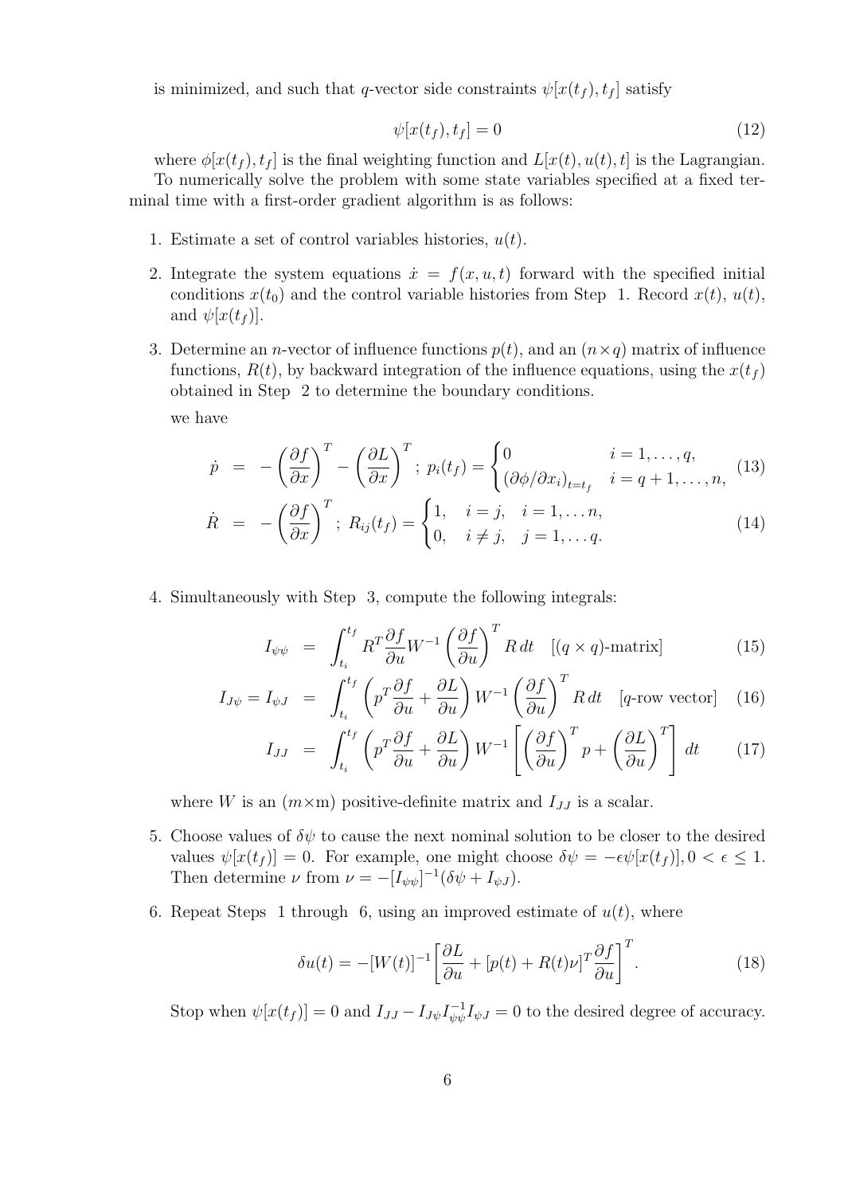is minimized, and such that $q$-vector side constraints $\psi[x(t_f), t_f]$ satisfy

$$\psi[x(t_f), t_f] = 0 \tag{12}$$

where $\phi[x(t_f), t_f]$ is the final weighting function and $L[x(t), u(t), t]$ is the Lagrangian.

To numerically solve the problem with some state variables specified at a fixed terminal time with a first-order gradient algorithm is as follows:

1. Estimate a set of control variables histories, $u(t)$.
2. Integrate the system equations $\dot{x} = f(x, u, t)$ forward with the specified initial conditions $x(t_0)$ and the control variable histories from Step 1. Record $x(t)$, $u(t)$, and $\psi[x(t_f)]$.
3. Determine an $n$-vector of influence functions $p(t)$, and an $(n \times q)$ matrix of influence functions, $R(t)$, by backward integration of the influence equations, using the $x(t_f)$ obtained in Step 2 to determine the boundary conditions.

   we have

$$\dot{p} = -\left(\frac{\partial f}{\partial x}\right)^T - \left(\frac{\partial L}{\partial x}\right)^T; \; p_i(t_f) = \begin{cases} 0 & i = 1, \ldots, q, \\ (\partial \phi / \partial x_i)_{t=t_f} & i = q+1, \ldots, n, \end{cases} \tag{13}$$

$$\dot{R} = -\left(\frac{\partial f}{\partial x}\right)^T; \; R_{ij}(t_f) = \begin{cases} 1, & i = j, \quad i = 1, \ldots n, \\ 0, & i \neq j, \quad j = 1, \ldots q. \end{cases} \tag{14}$$

4. Simultaneously with Step 3, compute the following integrals:

$$I_{\psi\psi} = \int_{t_i}^{t_f} R^T \frac{\partial f}{\partial u} W^{-1} \left(\frac{\partial f}{\partial u}\right)^T R \, dt \quad [(q \times q)\text{-matrix}] \tag{15}$$

$$I_{J\psi} = I_{\psi J} = \int_{t_i}^{t_f} \left(p^T \frac{\partial f}{\partial u} + \frac{\partial L}{\partial u}\right) W^{-1} \left(\frac{\partial f}{\partial u}\right)^T R \, dt \quad [q\text{-row vector}] \tag{16}$$

$$I_{JJ} = \int_{t_i}^{t_f} \left(p^T \frac{\partial f}{\partial u} + \frac{\partial L}{\partial u}\right) W^{-1} \left[\left(\frac{\partial f}{\partial u}\right)^T p + \left(\frac{\partial L}{\partial u}\right)^T\right] dt \tag{17}$$

   where $W$ is an $(m \times \text{m})$ positive-definite matrix and $I_{JJ}$ is a scalar.

5. Choose values of $\delta\psi$ to cause the next nominal solution to be closer to the desired values $\psi[x(t_f)] = 0$. For example, one might choose $\delta\psi = -\epsilon\psi[x(t_f)], 0 < \epsilon \leq 1$. Then determine $\nu$ from $\nu = -[I_{\psi\psi}]^{-1}(\delta\psi + I_{\psi J})$.
6. Repeat Steps 1 through 6, using an improved estimate of $u(t)$, where

$$\delta u(t) = -[W(t)]^{-1} \left[\frac{\partial L}{\partial u} + [p(t) + R(t)\nu]^T \frac{\partial f}{\partial u}\right]^T. \tag{18}$$

   Stop when $\psi[x(t_f)] = 0$ and $I_{JJ} - I_{J\psi} I_{\psi\psi}^{-1} I_{\psi J} = 0$ to the desired degree of accuracy.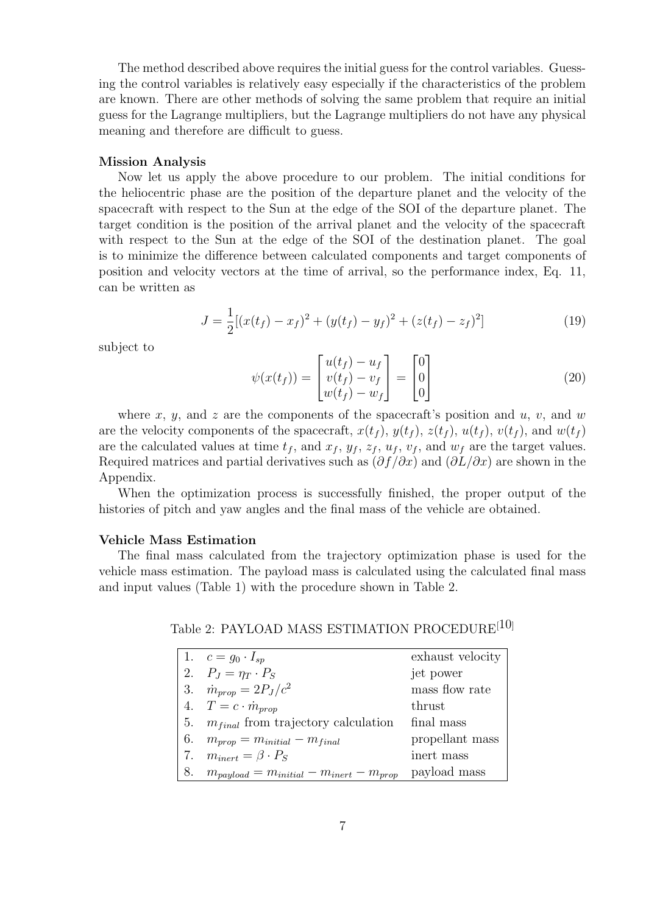The method described above requires the initial guess for the control variables. Guessing the control variables is relatively easy especially if the characteristics of the problem are known. There are other methods of solving the same problem that require an initial guess for the Lagrange multipliers, but the Lagrange multipliers do not have any physical meaning and therefore are difficult to guess.

**Mission Analysis**

Now let us apply the above procedure to our problem. The initial conditions for the heliocentric phase are the position of the departure planet and the velocity of the spacecraft with respect to the Sun at the edge of the SOI of the departure planet. The target condition is the position of the arrival planet and the velocity of the spacecraft with respect to the Sun at the edge of the SOI of the destination planet. The goal is to minimize the difference between calculated components and target components of position and velocity vectors at the time of arrival, so the performance index, Eq. 11, can be written as

$$J = \frac{1}{2}[(x(t_f) - x_f)^2 + (y(t_f) - y_f)^2 + (z(t_f) - z_f)^2] \tag{19}$$

subject to

$$\psi(x(t_f)) = \begin{bmatrix} u(t_f) - u_f \\ v(t_f) - v_f \\ w(t_f) - w_f \end{bmatrix} = \begin{bmatrix} 0 \\ 0 \\ 0 \end{bmatrix} \tag{20}$$

where $x$, $y$, and $z$ are the components of the spacecraft's position and $u$, $v$, and $w$ are the velocity components of the spacecraft, $x(t_f)$, $y(t_f)$, $z(t_f)$, $u(t_f)$, $v(t_f)$, and $w(t_f)$ are the calculated values at time $t_f$, and $x_f$, $y_f$, $z_f$, $u_f$, $v_f$, and $w_f$ are the target values. Required matrices and partial derivatives such as $(\partial f/\partial x)$ and $(\partial L/\partial x)$ are shown in the Appendix.

When the optimization process is successfully finished, the proper output of the histories of pitch and yaw angles and the final mass of the vehicle are obtained.

**Vehicle Mass Estimation**

The final mass calculated from the trajectory optimization phase is used for the vehicle mass estimation. The payload mass is calculated using the calculated final mass and input values (Table 1) with the procedure shown in Table 2.

Table 2: PAYLOAD MASS ESTIMATION PROCEDURE[10]

| | | |
|---|---|---|
| 1. | $c = g_0 \cdot I_{sp}$ | exhaust velocity |
| 2. | $P_J = \eta_T \cdot P_S$ | jet power |
| 3. | $\dot{m}_{prop} = 2P_J/c^2$ | mass flow rate |
| 4. | $T = c \cdot \dot{m}_{prop}$ | thrust |
| 5. | $m_{final}$ from trajectory calculation | final mass |
| 6. | $m_{prop} = m_{initial} - m_{final}$ | propellant mass |
| 7. | $m_{inert} = \beta \cdot P_S$ | inert mass |
| 8. | $m_{payload} = m_{initial} - m_{inert} - m_{prop}$ | payload mass |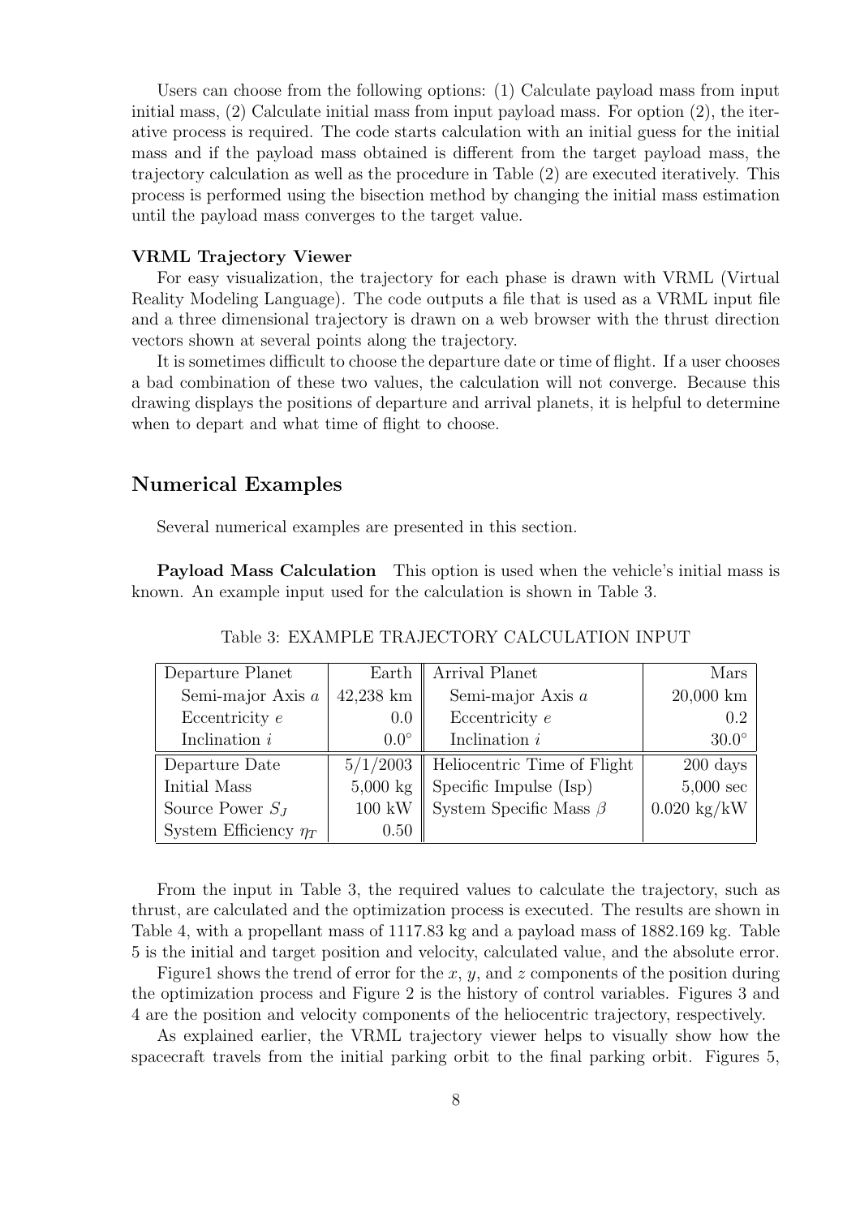Users can choose from the following options: (1) Calculate payload mass from input initial mass, (2) Calculate initial mass from input payload mass. For option (2), the iterative process is required. The code starts calculation with an initial guess for the initial mass and if the payload mass obtained is different from the target payload mass, the trajectory calculation as well as the procedure in Table (2) are executed iteratively. This process is performed using the bisection method by changing the initial mass estimation until the payload mass converges to the target value.

**VRML Trajectory Viewer**

For easy visualization, the trajectory for each phase is drawn with VRML (Virtual Reality Modeling Language). The code outputs a file that is used as a VRML input file and a three dimensional trajectory is drawn on a web browser with the thrust direction vectors shown at several points along the trajectory.

It is sometimes difficult to choose the departure date or time of flight. If a user chooses a bad combination of these two values, the calculation will not converge. Because this drawing displays the positions of departure and arrival planets, it is helpful to determine when to depart and what time of flight to choose.

## Numerical Examples

Several numerical examples are presented in this section.

**Payload Mass Calculation** This option is used when the vehicle's initial mass is known. An example input used for the calculation is shown in Table 3.

Table 3: EXAMPLE TRAJECTORY CALCULATION INPUT

| Departure Planet | Earth | Arrival Planet | Mars |
|---|---|---|---|
| Semi-major Axis $a$ | 42,238 km | Semi-major Axis $a$ | 20,000 km |
| Eccentricity $e$ | 0.0 | Eccentricity $e$ | 0.2 |
| Inclination $i$ | $0.0^\circ$ | Inclination $i$ | $30.0^\circ$ |
| Departure Date | 5/1/2003 | Heliocentric Time of Flight | 200 days |
| Initial Mass | 5,000 kg | Specific Impulse (Isp) | 5,000 sec |
| Source Power $S_J$ | 100 kW | System Specific Mass $\beta$ | 0.020 kg/kW |
| System Efficiency $\eta_T$ | 0.50 | | |

From the input in Table 3, the required values to calculate the trajectory, such as thrust, are calculated and the optimization process is executed. The results are shown in Table 4, with a propellant mass of 1117.83 kg and a payload mass of 1882.169 kg. Table 5 is the initial and target position and velocity, calculated value, and the absolute error.

Figure1 shows the trend of error for the $x$, $y$, and $z$ components of the position during the optimization process and Figure 2 is the history of control variables. Figures 3 and 4 are the position and velocity components of the heliocentric trajectory, respectively.

As explained earlier, the VRML trajectory viewer helps to visually show how the spacecraft travels from the initial parking orbit to the final parking orbit. Figures 5,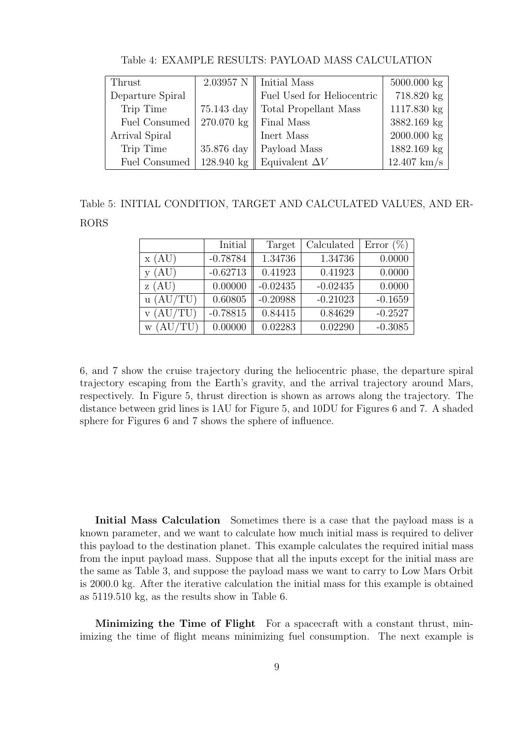Table 4: EXAMPLE RESULTS: PAYLOAD MASS CALCULATION

| Thrust | 2.03957 N | Initial Mass | 5000.000 kg |
|---|---|---|---|
| Departure Spiral | | Fuel Used for Heliocentric | 718.820 kg |
| Trip Time | 75.143 day | Total Propellant Mass | 1117.830 kg |
| Fuel Consumed | 270.070 kg | Final Mass | 3882.169 kg |
| Arrival Spiral | | Inert Mass | 2000.000 kg |
| Trip Time | 35.876 day | Payload Mass | 1882.169 kg |
| Fuel Consumed | 128.940 kg | Equivalent $\Delta V$ | 12.407 km/s |

Table 5: INITIAL CONDITION, TARGET AND CALCULATED VALUES, AND ERRORS

| | Initial | Target | Calculated | Error (%) |
|---|---|---|---|---|
| x (AU) | -0.78784 | 1.34736 | 1.34736 | 0.0000 |
| y (AU) | -0.62713 | 0.41923 | 0.41923 | 0.0000 |
| z (AU) | 0.00000 | -0.02435 | -0.02435 | 0.0000 |
| u (AU/TU) | 0.60805 | -0.20988 | -0.21023 | -0.1659 |
| v (AU/TU) | -0.78815 | 0.84415 | 0.84629 | -0.2527 |
| w (AU/TU) | 0.00000 | 0.02283 | 0.02290 | -0.3085 |

6, and 7 show the cruise trajectory during the heliocentric phase, the departure spiral trajectory escaping from the Earth's gravity, and the arrival trajectory around Mars, respectively. In Figure 5, thrust direction is shown as arrows along the trajectory. The distance between grid lines is 1AU for Figure 5, and 10DU for Figures 6 and 7. A shaded sphere for Figures 6 and 7 shows the sphere of influence.

**Initial Mass Calculation** Sometimes there is a case that the payload mass is a known parameter, and we want to calculate how much initial mass is required to deliver this payload to the destination planet. This example calculates the required initial mass from the input payload mass. Suppose that all the inputs except for the initial mass are the same as Table 3, and suppose the payload mass we want to carry to Low Mars Orbit is 2000.0 kg. After the iterative calculation the initial mass for this example is obtained as 5119.510 kg, as the results show in Table 6.

**Minimizing the Time of Flight** For a spacecraft with a constant thrust, minimizing the time of flight means minimizing fuel consumption. The next example is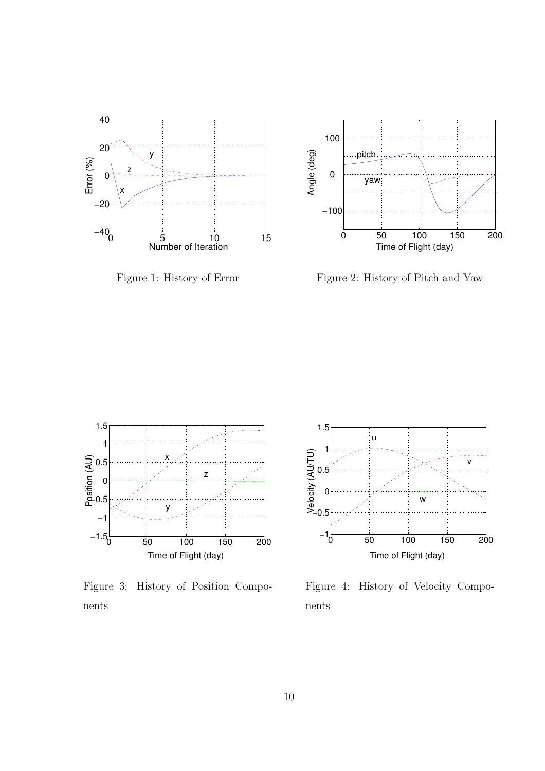Figure 1: History of Error

Figure 2: History of Pitch and Yaw

Figure 3: History of Position Components

Figure 4: History of Velocity Components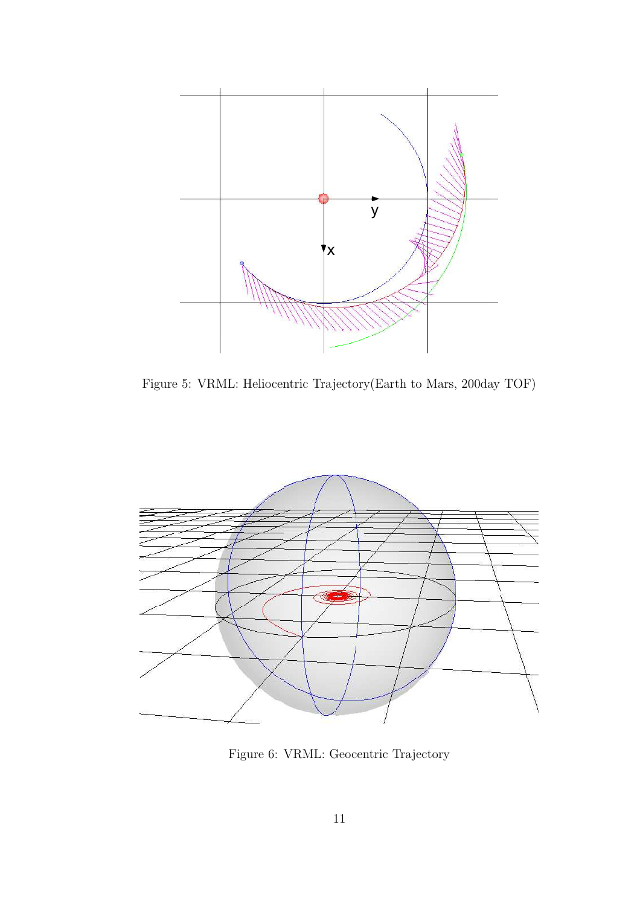Figure 5: VRML: Heliocentric Trajectory(Earth to Mars, 200day TOF)

Figure 6: VRML: Geocentric Trajectory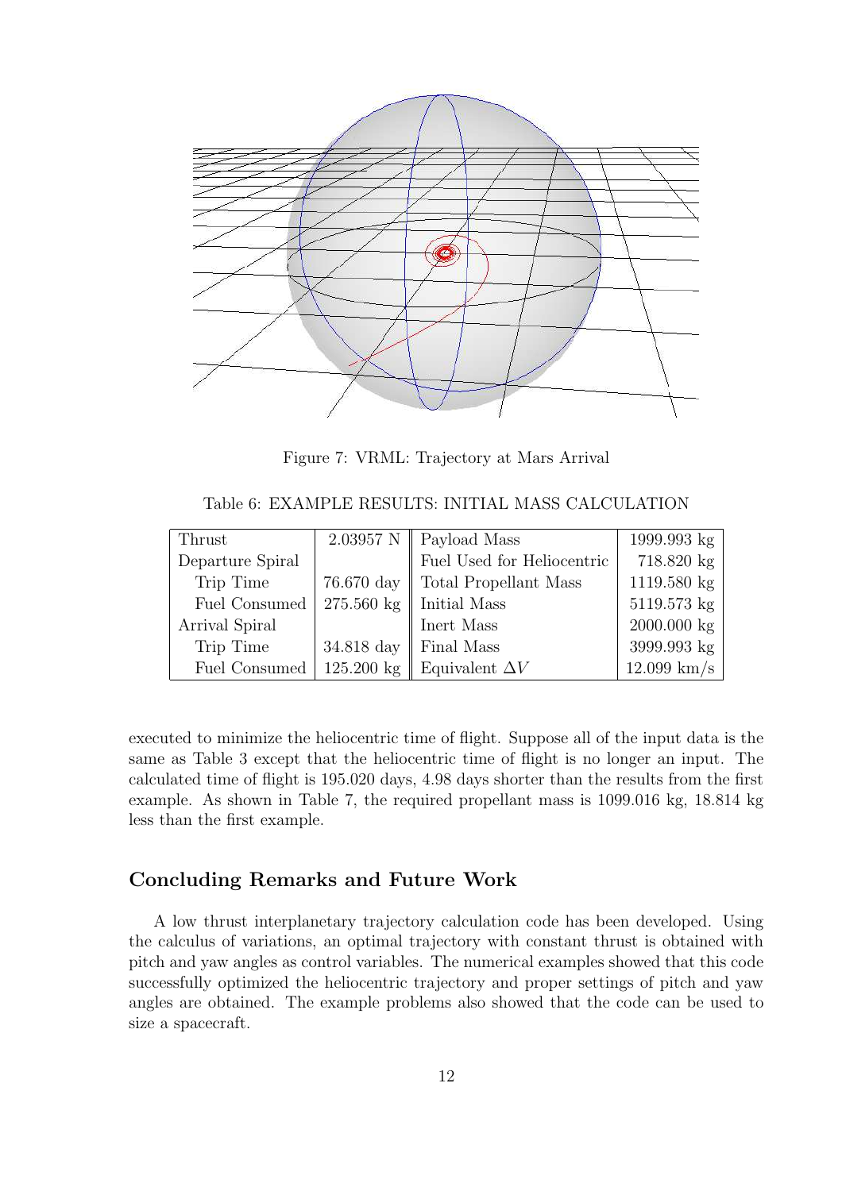Figure 7: VRML: Trajectory at Mars Arrival

Table 6: EXAMPLE RESULTS: INITIAL MASS CALCULATION

| Thrust | 2.03957 N | Payload Mass | 1999.993 kg |
|---|---|---|---|
| Departure Spiral | | Fuel Used for Heliocentric | 718.820 kg |
| Trip Time | 76.670 day | Total Propellant Mass | 1119.580 kg |
| Fuel Consumed | 275.560 kg | Initial Mass | 5119.573 kg |
| Arrival Spiral | | Inert Mass | 2000.000 kg |
| Trip Time | 34.818 day | Final Mass | 3999.993 kg |
| Fuel Consumed | 125.200 kg | Equivalent $\Delta V$ | 12.099 km/s |

executed to minimize the heliocentric time of flight. Suppose all of the input data is the same as Table 3 except that the heliocentric time of flight is no longer an input. The calculated time of flight is 195.020 days, 4.98 days shorter than the results from the first example. As shown in Table 7, the required propellant mass is 1099.016 kg, 18.814 kg less than the first example.

## Concluding Remarks and Future Work

A low thrust interplanetary trajectory calculation code has been developed. Using the calculus of variations, an optimal trajectory with constant thrust is obtained with pitch and yaw angles as control variables. The numerical examples showed that this code successfully optimized the heliocentric trajectory and proper settings of pitch and yaw angles are obtained. The example problems also showed that the code can be used to size a spacecraft.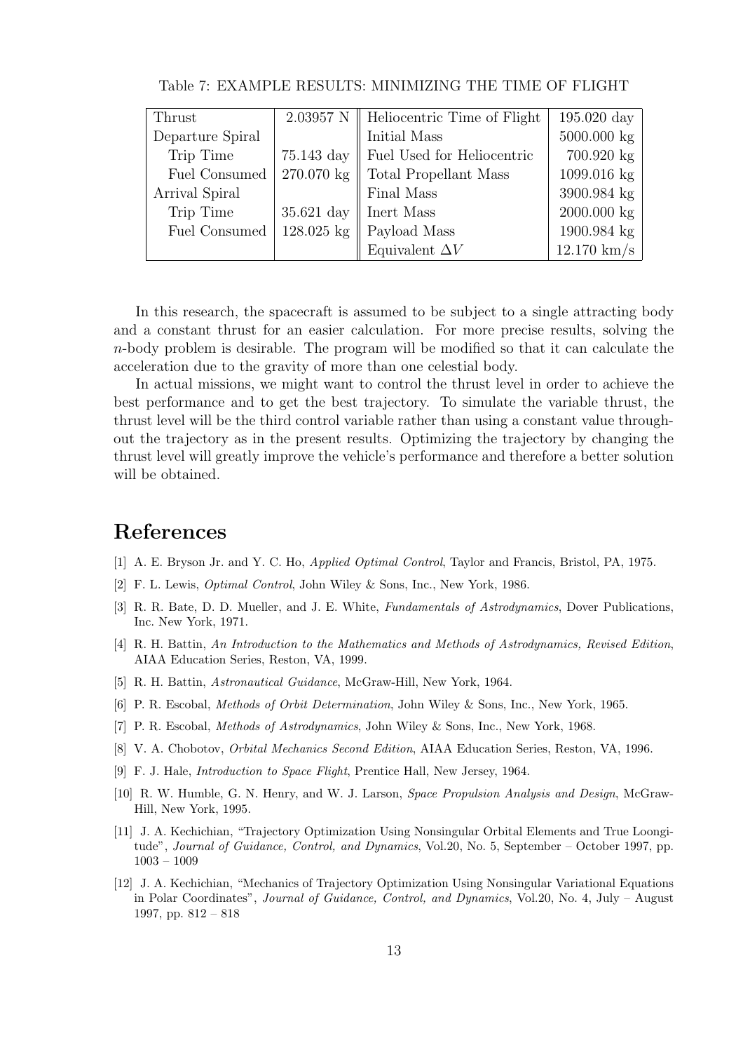Table 7: EXAMPLE RESULTS: MINIMIZING THE TIME OF FLIGHT

| Thrust | 2.03957 N | Heliocentric Time of Flight | 195.020 day |
|---|---|---|---|
| Departure Spiral | | Initial Mass | 5000.000 kg |
| Trip Time | 75.143 day | Fuel Used for Heliocentric | 700.920 kg |
| Fuel Consumed | 270.070 kg | Total Propellant Mass | 1099.016 kg |
| Arrival Spiral | | Final Mass | 3900.984 kg |
| Trip Time | 35.621 day | Inert Mass | 2000.000 kg |
| Fuel Consumed | 128.025 kg | Payload Mass | 1900.984 kg |
| | | Equivalent $\Delta V$ | 12.170 km/s |

In this research, the spacecraft is assumed to be subject to a single attracting body and a constant thrust for an easier calculation. For more precise results, solving the $n$-body problem is desirable. The program will be modified so that it can calculate the acceleration due to the gravity of more than one celestial body.

In actual missions, we might want to control the thrust level in order to achieve the best performance and to get the best trajectory. To simulate the variable thrust, the thrust level will be the third control variable rather than using a constant value throughout the trajectory as in the present results. Optimizing the trajectory by changing the thrust level will greatly improve the vehicle's performance and therefore a better solution will be obtained.

# References

[1] A. E. Bryson Jr. and Y. C. Ho, *Applied Optimal Control*, Taylor and Francis, Bristol, PA, 1975.

[2] F. L. Lewis, *Optimal Control*, John Wiley & Sons, Inc., New York, 1986.

[3] R. R. Bate, D. D. Mueller, and J. E. White, *Fundamentals of Astrodynamics*, Dover Publications, Inc. New York, 1971.

[4] R. H. Battin, *An Introduction to the Mathematics and Methods of Astrodynamics, Revised Edition*, AIAA Education Series, Reston, VA, 1999.

[5] R. H. Battin, *Astronautical Guidance*, McGraw-Hill, New York, 1964.

[6] P. R. Escobal, *Methods of Orbit Determination*, John Wiley & Sons, Inc., New York, 1965.

[7] P. R. Escobal, *Methods of Astrodynamics*, John Wiley & Sons, Inc., New York, 1968.

[8] V. A. Chobotov, *Orbital Mechanics Second Edition*, AIAA Education Series, Reston, VA, 1996.

[9] F. J. Hale, *Introduction to Space Flight*, Prentice Hall, New Jersey, 1964.

[10] R. W. Humble, G. N. Henry, and W. J. Larson, *Space Propulsion Analysis and Design*, McGraw-Hill, New York, 1995.

[11] J. A. Kechichian, "Trajectory Optimization Using Nonsingular Orbital Elements and True Loongitude", *Journal of Guidance, Control, and Dynamics*, Vol.20, No. 5, September – October 1997, pp. 1003 – 1009

[12] J. A. Kechichian, "Mechanics of Trajectory Optimization Using Nonsingular Variational Equations in Polar Coordinates", *Journal of Guidance, Control, and Dynamics*, Vol.20, No. 4, July – August 1997, pp. 812 – 818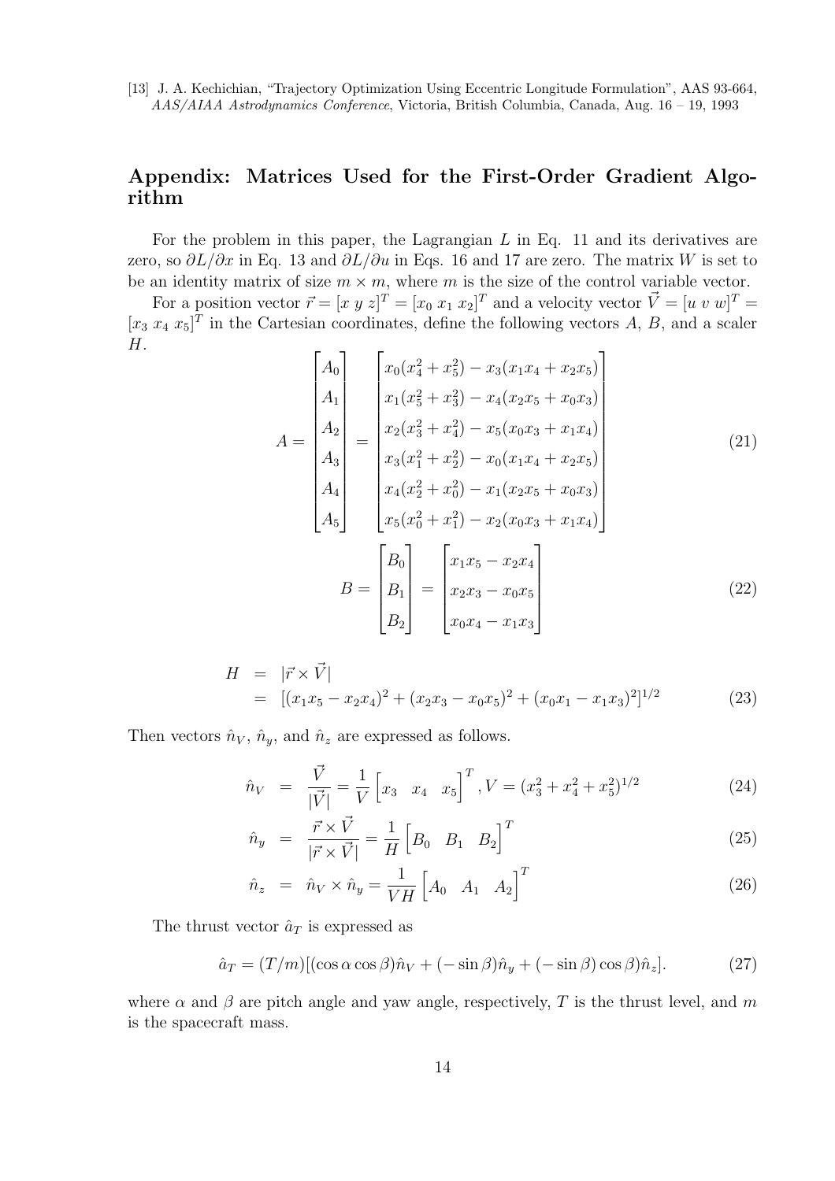[13] J. A. Kechichian, "Trajectory Optimization Using Eccentric Longitude Formulation", AAS 93-664, *AAS/AIAA Astrodynamics Conference*, Victoria, British Columbia, Canada, Aug. 16 – 19, 1993

## Appendix: Matrices Used for the First-Order Gradient Algorithm

For the problem in this paper, the Lagrangian $L$ in Eq. 11 and its derivatives are zero, so $\partial L/\partial x$ in Eq. 13 and $\partial L/\partial u$ in Eqs. 16 and 17 are zero. The matrix $W$ is set to be an identity matrix of size $m \times m$, where $m$ is the size of the control variable vector.

For a position vector $\vec{r} = [x\ y\ z]^T = [x_0\ x_1\ x_2]^T$ and a velocity vector $\vec{V} = [u\ v\ w]^T = [x_3\ x_4\ x_5]^T$ in the Cartesian coordinates, define the following vectors $A$, $B$, and a scaler $H$.

$$A = \begin{bmatrix} A_0 \\ A_1 \\ A_2 \\ A_3 \\ A_4 \\ A_5 \end{bmatrix} = \begin{bmatrix} x_0(x_4^2 + x_5^2) - x_3(x_1x_4 + x_2x_5) \\ x_1(x_5^2 + x_3^2) - x_4(x_2x_5 + x_0x_3) \\ x_2(x_3^2 + x_4^2) - x_5(x_0x_3 + x_1x_4) \\ x_3(x_1^2 + x_2^2) - x_0(x_1x_4 + x_2x_5) \\ x_4(x_2^2 + x_0^2) - x_1(x_2x_5 + x_0x_3) \\ x_5(x_0^2 + x_1^2) - x_2(x_0x_3 + x_1x_4) \end{bmatrix} \tag{21}$$

$$B = \begin{bmatrix} B_0 \\ B_1 \\ B_2 \end{bmatrix} = \begin{bmatrix} x_1x_5 - x_2x_4 \\ x_2x_3 - x_0x_5 \\ x_0x_4 - x_1x_3 \end{bmatrix} \tag{22}$$

$$\begin{aligned} H &= |\vec{r} \times \vec{V}| \\ &= [(x_1x_5 - x_2x_4)^2 + (x_2x_3 - x_0x_5)^2 + (x_0x_1 - x_1x_3)^2]^{1/2} \end{aligned} \tag{23}$$

Then vectors $\hat{n}_V$, $\hat{n}_y$, and $\hat{n}_z$ are expressed as follows.

$$\hat{n}_V = \frac{\vec{V}}{|\vec{V}|} = \frac{1}{V}\begin{bmatrix} x_3 & x_4 & x_5 \end{bmatrix}^T, V = (x_3^2 + x_4^2 + x_5^2)^{1/2} \tag{24}$$

$$\hat{n}_y = \frac{\vec{r} \times \vec{V}}{|\vec{r} \times \vec{V}|} = \frac{1}{H}\begin{bmatrix} B_0 & B_1 & B_2 \end{bmatrix}^T \tag{25}$$

$$\hat{n}_z = \hat{n}_V \times \hat{n}_y = \frac{1}{VH}\begin{bmatrix} A_0 & A_1 & A_2 \end{bmatrix}^T \tag{26}$$

The thrust vector $\hat{a}_T$ is expressed as

$$\hat{a}_T = (T/m)[(\cos\alpha\cos\beta)\hat{n}_V + (-\sin\beta)\hat{n}_y + (-\sin\beta)\cos\beta)\hat{n}_z]. \tag{27}$$

where $\alpha$ and $\beta$ are pitch angle and yaw angle, respectively, $T$ is the thrust level, and $m$ is the spacecraft mass.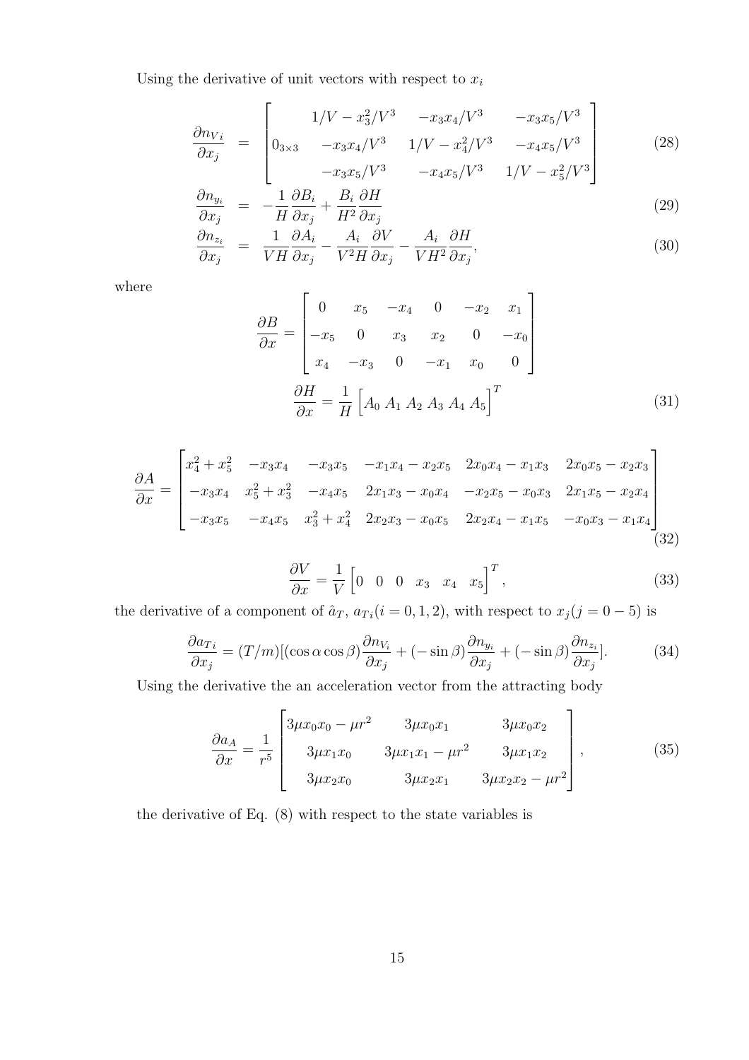Using the derivative of unit vectors with respect to $x_i$

$$
\begin{aligned}
\frac{\partial n_{V_i}}{\partial x_j} &= \begin{bmatrix} & 1/V - x_3^2/V^3 & -x_3x_4/V^3 & -x_3x_5/V^3 \\ 0_{3\times 3} & -x_3x_4/V^3 & 1/V - x_4^2/V^3 & -x_4x_5/V^3 \\ & -x_3x_5/V^3 & -x_4x_5/V^3 & 1/V - x_5^2/V^3 \end{bmatrix} && (28) \\
\frac{\partial n_{y_i}}{\partial x_j} &= -\frac{1}{H}\frac{\partial B_i}{\partial x_j} + \frac{B_i}{H^2}\frac{\partial H}{\partial x_j} && (29) \\
\frac{\partial n_{z_i}}{\partial x_j} &= \frac{1}{VH}\frac{\partial A_i}{\partial x_j} - \frac{A_i}{V^2H}\frac{\partial V}{\partial x_j} - \frac{A_i}{VH^2}\frac{\partial H}{\partial x_j}, && (30)
\end{aligned}
$$

where

$$
\frac{\partial B}{\partial x} = \begin{bmatrix} 0 & x_5 & -x_4 & 0 & -x_2 & x_1 \\ -x_5 & 0 & x_3 & x_2 & 0 & -x_0 \\ x_4 & -x_3 & 0 & -x_1 & x_0 & 0 \end{bmatrix}
$$

$$
\frac{\partial H}{\partial x} = \frac{1}{H}\begin{bmatrix} A_0 \ A_1 \ A_2 \ A_3 \ A_4 \ A_5 \end{bmatrix}^T \tag{31}
$$

$$
\frac{\partial A}{\partial x} = \begin{bmatrix} x_4^2 + x_5^2 & -x_3x_4 & -x_3x_5 & -x_1x_4 - x_2x_5 & 2x_0x_4 - x_1x_3 & 2x_0x_5 - x_2x_3 \\ -x_3x_4 & x_5^2 + x_3^2 & -x_4x_5 & 2x_1x_3 - x_0x_4 & -x_2x_5 - x_0x_3 & 2x_1x_5 - x_2x_4 \\ -x_3x_5 & -x_4x_5 & x_3^2 + x_4^2 & 2x_2x_3 - x_0x_5 & 2x_2x_4 - x_1x_5 & -x_0x_3 - x_1x_4 \end{bmatrix} \tag{32}
$$

$$
\frac{\partial V}{\partial x} = \frac{1}{V}\begin{bmatrix} 0 & 0 & 0 & x_3 & x_4 & x_5 \end{bmatrix}^T, \tag{33}
$$

the derivative of a component of $\hat{a}_T$, $a_{Ti} (i = 0, 1, 2)$, with respect to $x_j (j = 0 - 5)$ is

$$
\frac{\partial a_{Ti}}{\partial x_j} = (T/m)[(\cos\alpha\cos\beta)\frac{\partial n_{V_i}}{\partial x_j} + (-\sin\beta)\frac{\partial n_{y_i}}{\partial x_j} + (-\sin\beta)\frac{\partial n_{z_i}}{\partial x_j}]. \tag{34}
$$

Using the derivative the an acceleration vector from the attracting body

$$
\frac{\partial a_A}{\partial x} = \frac{1}{r^5}\begin{bmatrix} 3\mu x_0x_0 - \mu r^2 & 3\mu x_0x_1 & 3\mu x_0x_2 \\ 3\mu x_1x_0 & 3\mu x_1x_1 - \mu r^2 & 3\mu x_1x_2 \\ 3\mu x_2x_0 & 3\mu x_2x_1 & 3\mu x_2x_2 - \mu r^2 \end{bmatrix}, \tag{35}
$$

the derivative of Eq. (8) with respect to the state variables is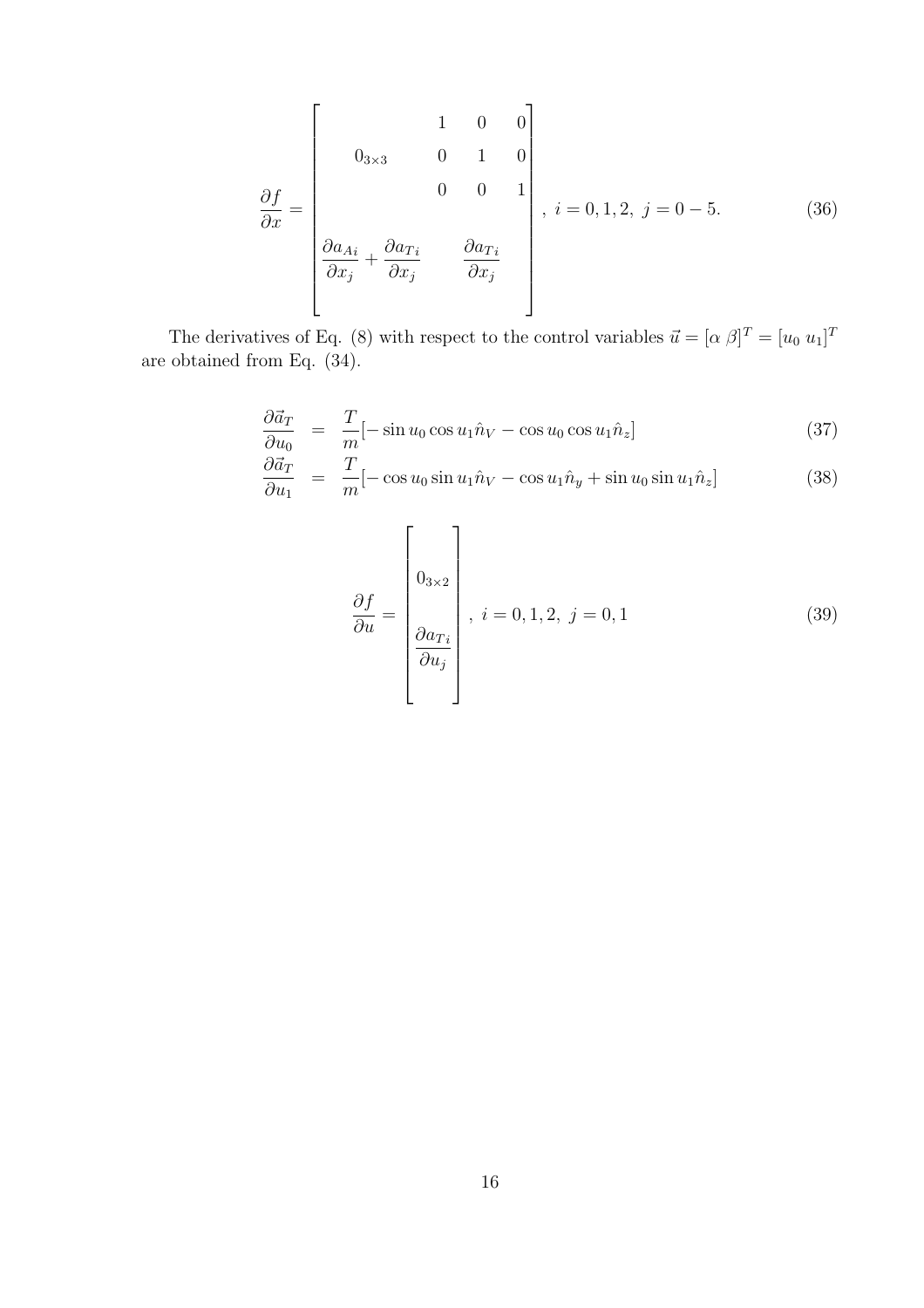$$
\frac{\partial f}{\partial x} = \begin{bmatrix} 0_{3\times 3} & \begin{matrix} 1 & 0 & 0 \\ 0 & 1 & 0 \\ 0 & 0 & 1 \end{matrix} \\ \dfrac{\partial a_{Ai}}{\partial x_j} + \dfrac{\partial a_{Ti}}{\partial x_j} & \dfrac{\partial a_{Ti}}{\partial x_j} \end{bmatrix}, \; i = 0, 1, 2, \; j = 0 - 5. \tag{36}
$$

The derivatives of Eq. (8) with respect to the control variables $\vec{u} = [\alpha \; \beta]^T = [u_0 \; u_1]^T$ are obtained from Eq. (34).

$$
\frac{\partial \vec{a}_T}{\partial u_0} = \frac{T}{m}[-\sin u_0 \cos u_1 \hat{n}_V - \cos u_0 \cos u_1 \hat{n}_z] \tag{37}
$$

$$
\frac{\partial \vec{a}_T}{\partial u_1} = \frac{T}{m}[-\cos u_0 \sin u_1 \hat{n}_V - \cos u_1 \hat{n}_y + \sin u_0 \sin u_1 \hat{n}_z] \tag{38}
$$

$$
\frac{\partial f}{\partial u} = \begin{bmatrix} 0_{3\times 2} \\ \dfrac{\partial a_{Ti}}{\partial u_j} \end{bmatrix}, \; i = 0, 1, 2, \; j = 0, 1 \tag{39}
$$